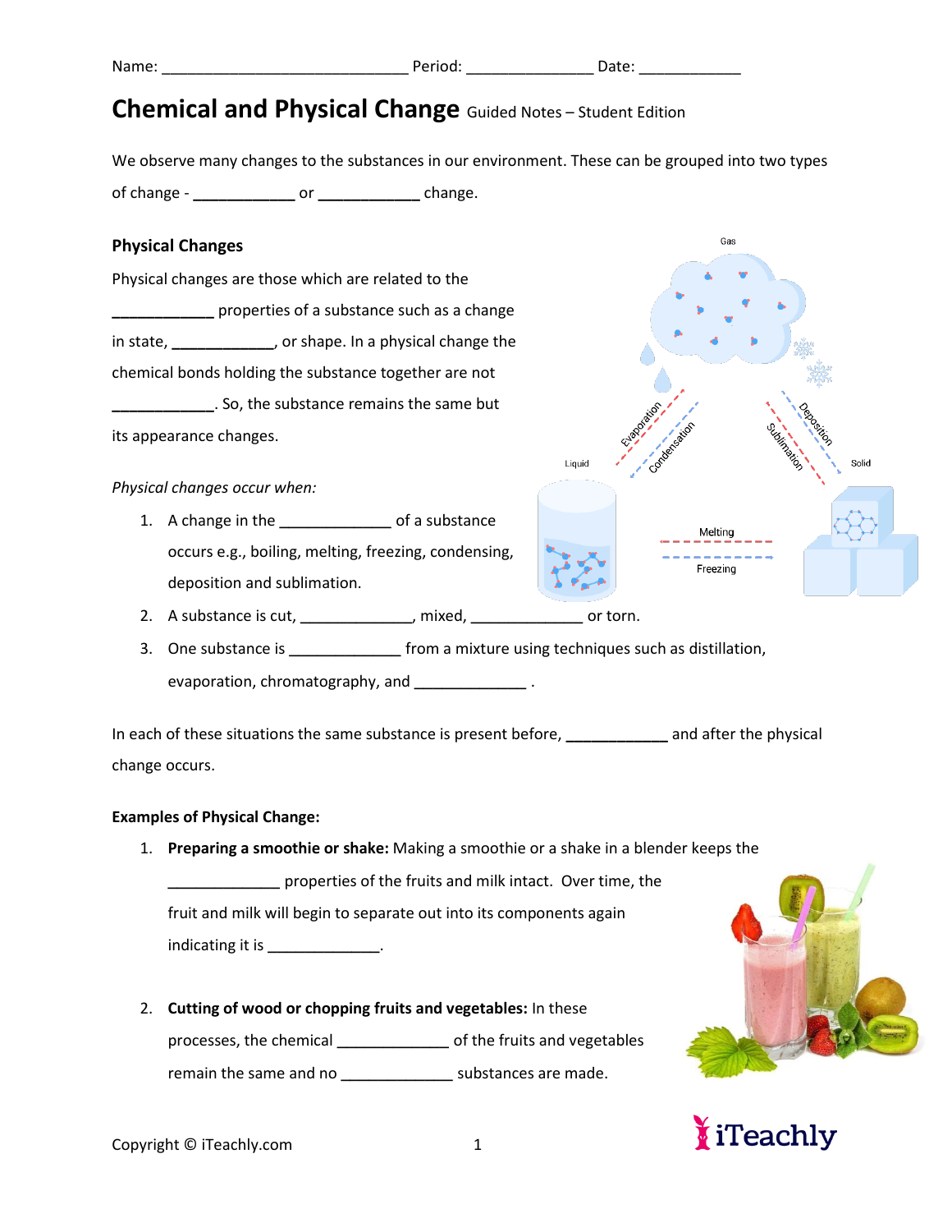Name: _____________________________ Period: _______________ Date: ____________

# Chemical and Physical Change Guided Notes – Student Edition

We observe many changes to the substances in our environment. These can be grouped into two types of change - ____________ or ____________ change.

## Physical Changes

Physical changes are those which are related to the ____________ properties of a substance such as a change in state, ____________, or shape. In a physical change the chemical bonds holding the substance together are not ____________. So, the substance remains the same but its appearance changes.

*Physical changes occur when:*

1. A change in the _____________ of a substance occurs e.g., boiling, melting, freezing, condensing, deposition and sublimation.
2. A substance is cut, _____________, mixed, _____________ or torn.
3. One substance is _____________ from a mixture using techniques such as distillation, evaporation, chromatography, and _____________ .

In each of these situations the same substance is present before, ____________ and after the physical change occurs.

**Examples of Physical Change:**

1. **Preparing a smoothie or shake:** Making a smoothie or a shake in a blender keeps the _____________ properties of the fruits and milk intact. Over time, the fruit and milk will begin to separate out into its components again indicating it is _____________.

2. **Cutting of wood or chopping fruits and vegetables:** In these processes, the chemical _____________ of the fruits and vegetables remain the same and no _____________ substances are made.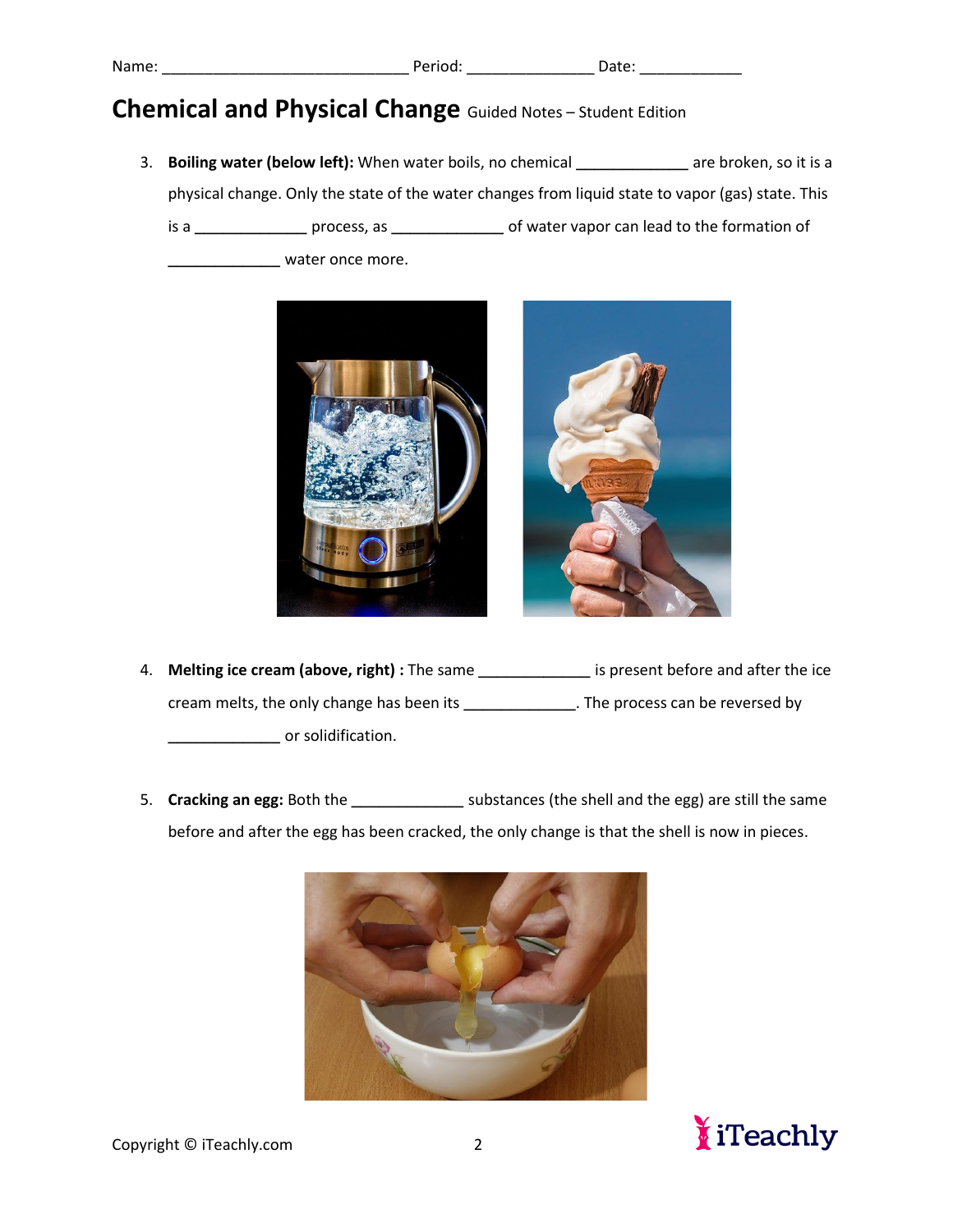Name: ______________________________ Period: _______________ Date: ____________

# Chemical and Physical Change Guided Notes – Student Edition

3. **Boiling water (below left):** When water boils, no chemical _____________ are broken, so it is a physical change. Only the state of the water changes from liquid state to vapor (gas) state. This is a _____________ process, as _____________ of water vapor can lead to the formation of _____________ water once more.

4. **Melting ice cream (above, right) :** The same _____________ is present before and after the ice cream melts, the only change has been its _____________. The process can be reversed by _____________ or solidification.

5. **Cracking an egg:** Both the _____________ substances (the shell and the egg) are still the same before and after the egg has been cracked, the only change is that the shell is now in pieces.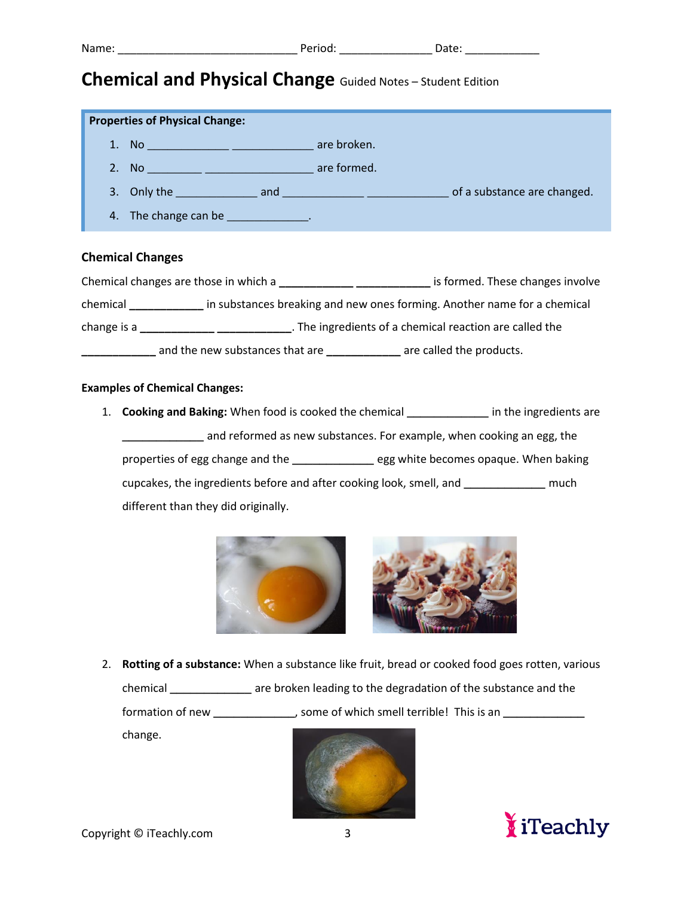Name: _____________________________ Period: _______________ Date: ____________

# Chemical and Physical Change Guided Notes – Student Edition

**Properties of Physical Change:**

1. No _____________ _____________ are broken.
2. No _________ _________________ are formed.
3. Only the _____________ and _____________ _____________ of a substance are changed.
4. The change can be _____________.

### Chemical Changes

Chemical changes are those in which a ____________ ____________ is formed. These changes involve chemical ____________ in substances breaking and new ones forming. Another name for a chemical change is a ____________ ____________. The ingredients of a chemical reaction are called the ____________ and the new substances that are ____________ are called the products.

**Examples of Chemical Changes:**

1. **Cooking and Baking:** When food is cooked the chemical _____________ in the ingredients are _____________ and reformed as new substances. For example, when cooking an egg, the properties of egg change and the _____________ egg white becomes opaque. When baking cupcakes, the ingredients before and after cooking look, smell, and _____________ much different than they did originally.

2. **Rotting of a substance:** When a substance like fruit, bread or cooked food goes rotten, various chemical _____________ are broken leading to the degradation of the substance and the formation of new _____________, some of which smell terrible! This is an _____________ change.

Copyright © iTeachly.com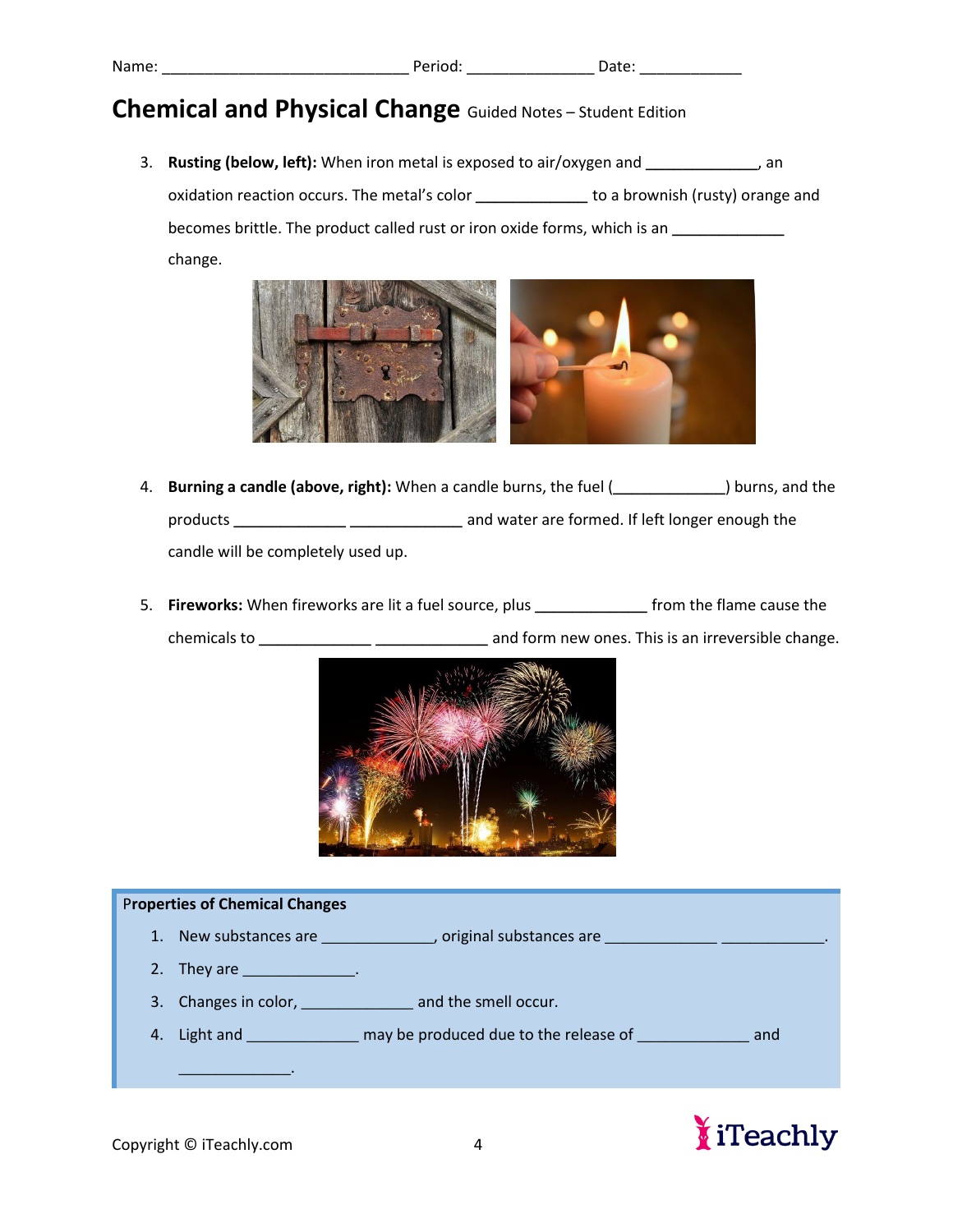Name: ____________________________ Period: ______________ Date: ___________

# Chemical and Physical Change Guided Notes – Student Edition

3. **Rusting (below, left):** When iron metal is exposed to air/oxygen and _____________, an oxidation reaction occurs. The metal's color _____________ to a brownish (rusty) orange and becomes brittle. The product called rust or iron oxide forms, which is an _____________ change.

4. **Burning a candle (above, right):** When a candle burns, the fuel (_____________) burns, and the products _____________ _____________ and water are formed. If left longer enough the candle will be completely used up.

5. **Fireworks:** When fireworks are lit a fuel source, plus _____________ from the flame cause the chemicals to _____________ _____________ and form new ones. This is an irreversible change.

**Properties of Chemical Changes**

1. New substances are _____________, original substances are _____________ _____________.
2. They are _____________.
3. Changes in color, _____________ and the smell occur.
4. Light and _____________ may be produced due to the release of _____________ and _____________.

Copyright © iTeachly.com